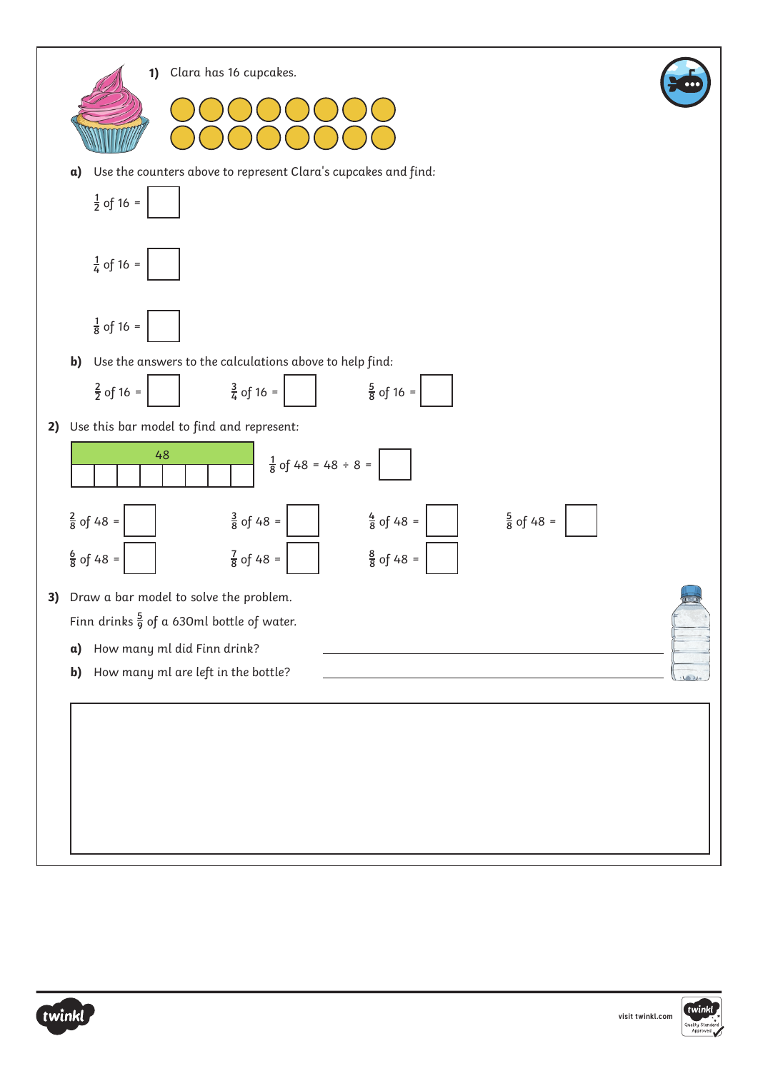1) Clara has 16 cupcakes.

a) Use the counters above to represent Clara's cupcakes and find:

$\frac{1}{2}$ of 16 = ☐

$\frac{1}{4}$ of 16 = ☐

$\frac{1}{8}$ of 16 = ☐

b) Use the answers to the calculations above to help find:

$\frac{2}{2}$ of 16 = ☐ $\frac{3}{4}$ of 16 = ☐ $\frac{5}{8}$ of 16 = ☐

2) Use this bar model to find and represent:

| 48 | | | | | | | |
|---|---|---|---|---|---|---|---|
| | | | | | | | |

$\frac{1}{8}$ of 48 = 48 ÷ 8 = ☐

$\frac{2}{8}$ of 48 = ☐ $\frac{3}{8}$ of 48 = ☐ $\frac{4}{8}$ of 48 = ☐ $\frac{5}{8}$ of 48 = ☐

$\frac{6}{8}$ of 48 = ☐ $\frac{7}{8}$ of 48 = ☐ $\frac{8}{8}$ of 48 = ☐

3) Draw a bar model to solve the problem.

Finn drinks $\frac{5}{9}$ of a 630ml bottle of water.

a) How many ml did Finn drink? \_\_\_\_\_\_\_\_\_\_\_\_\_\_\_\_\_\_\_\_

b) How many ml are left in the bottle? \_\_\_\_\_\_\_\_\_\_\_\_\_\_\_\_\_\_\_\_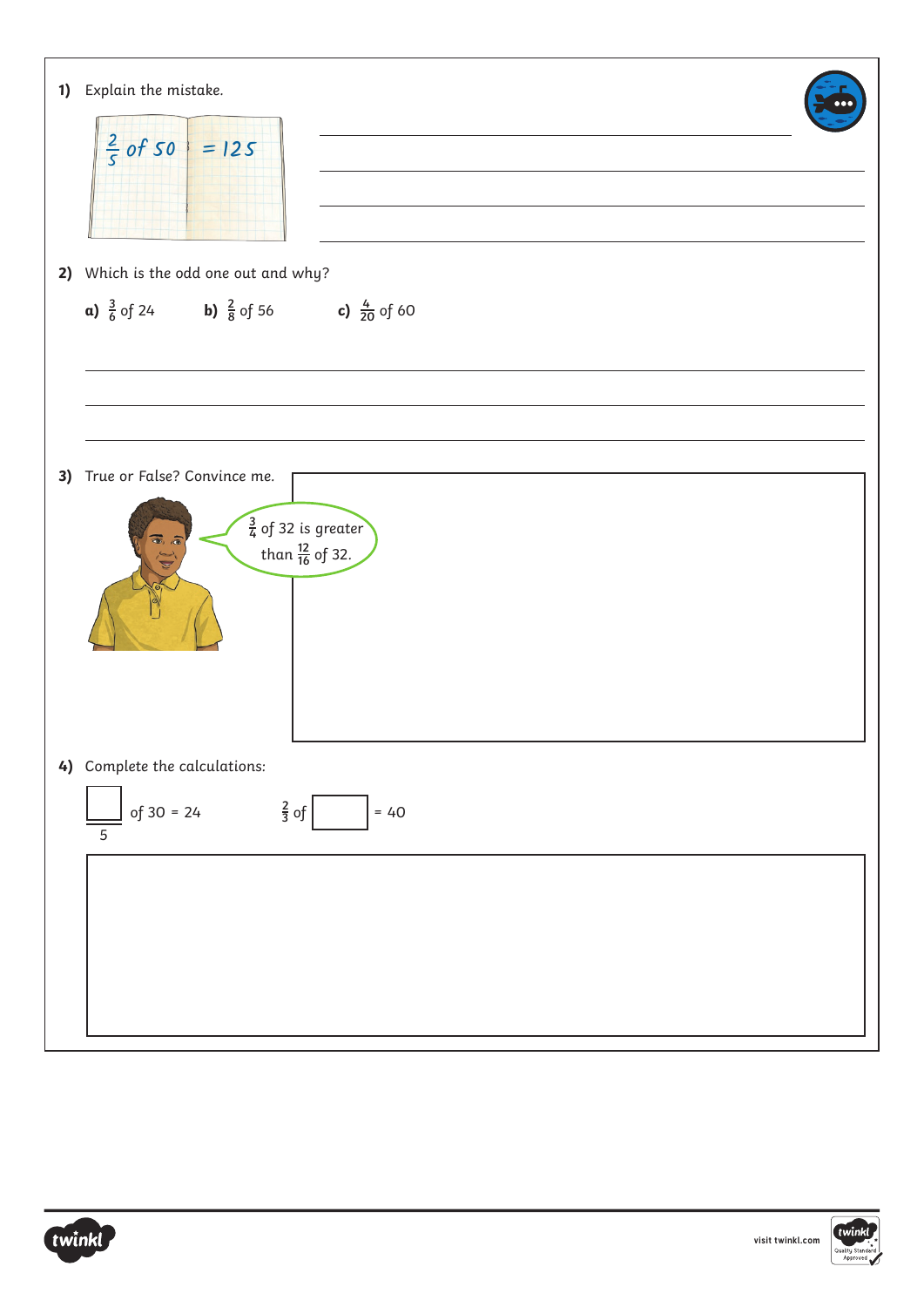**1)** Explain the mistake.

$\frac{2}{5}$ of 50 = 125

**2)** Which is the odd one out and why?

**a)** $\frac{3}{6}$ of 24 **b)** $\frac{2}{8}$ of 56 **c)** $\frac{4}{20}$ of 60

**3)** True or False? Convince me.

$\frac{3}{4}$ of 32 is greater than $\frac{12}{16}$ of 32.

**4)** Complete the calculations:

$\frac{\square}{5}$ of 30 = 24 $\frac{2}{3}$ of $\square$ = 40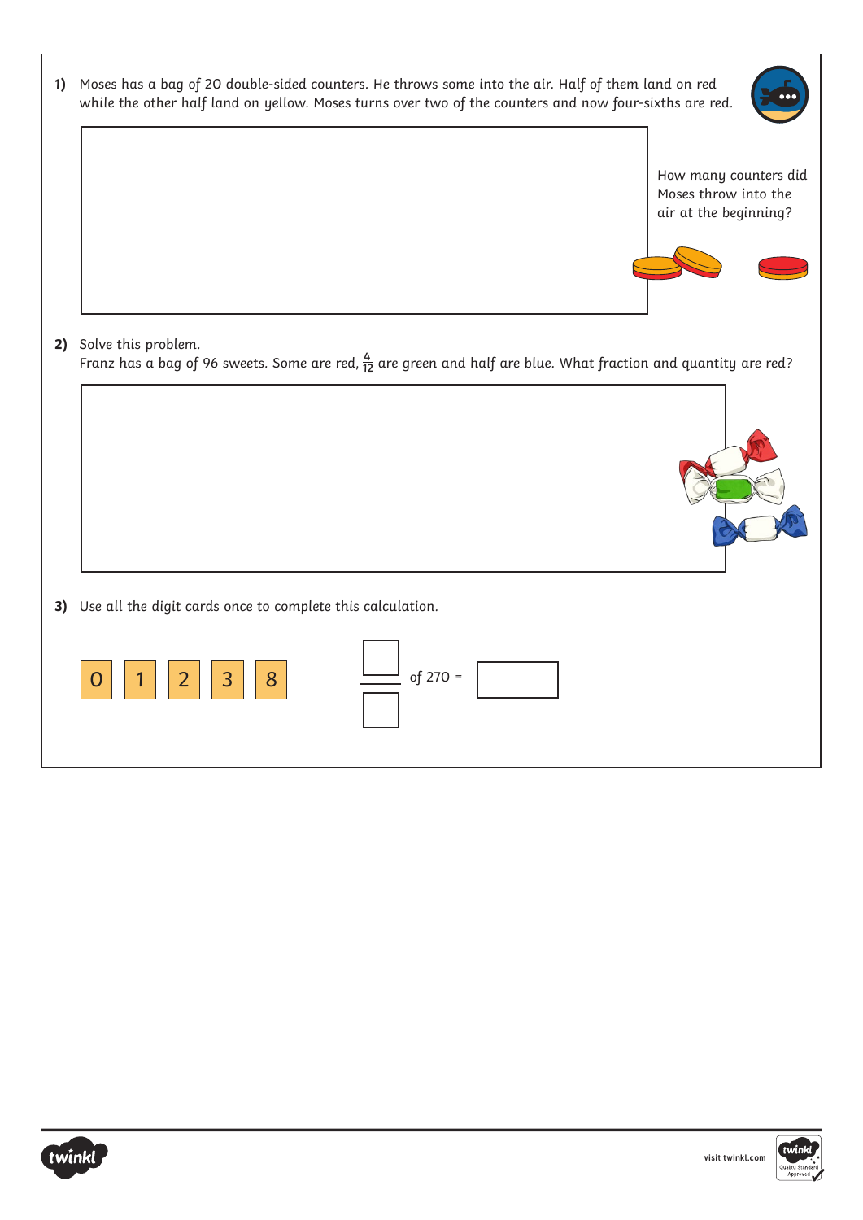1) Moses has a bag of 20 double-sided counters. He throws some into the air. Half of them land on red while the other half land on yellow. Moses turns over two of the counters and now four-sixths are red.

How many counters did Moses throw into the air at the beginning?

2) Solve this problem.
Franz has a bag of 96 sweets. Some are red, $\frac{4}{12}$ are green and half are blue. What fraction and quantity are red?

3) Use all the digit cards once to complete this calculation.

0 1 2 3 8

$\frac{\square}{\square}$ of 270 = $\square$